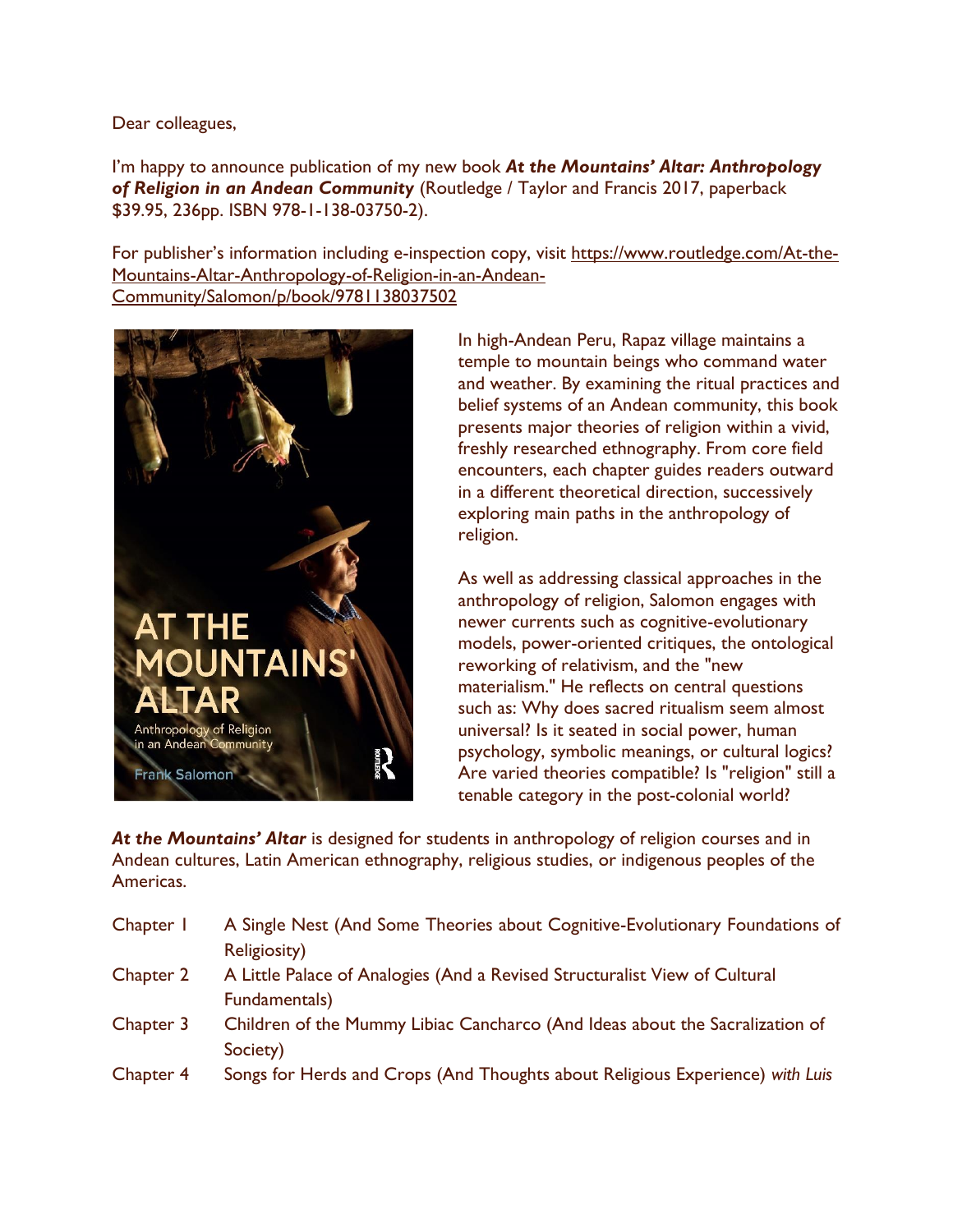Dear colleagues,

I'm happy to announce publication of my new book ***At the Mountains' Altar: Anthropology of Religion in an Andean Community*** (Routledge / Taylor and Francis 2017, paperback $39.95, 236pp. ISBN 978-1-138-03750-2).

For publisher's information including e-inspection copy, visit https://www.routledge.com/At-the-Mountains-Altar-Anthropology-of-Religion-in-an-Andean-Community/Salomon/p/book/9781138037502

In high-Andean Peru, Rapaz village maintains a temple to mountain beings who command water and weather. By examining the ritual practices and belief systems of an Andean community, this book presents major theories of religion within a vivid, freshly researched ethnography. From core field encounters, each chapter guides readers outward in a different theoretical direction, successively exploring main paths in the anthropology of religion.

As well as addressing classical approaches in the anthropology of religion, Salomon engages with newer currents such as cognitive-evolutionary models, power-oriented critiques, the ontological reworking of relativism, and the "new materialism." He reflects on central questions such as: Why does sacred ritualism seem almost universal? Is it seated in social power, human psychology, symbolic meanings, or cultural logics? Are varied theories compatible? Is "religion" still a tenable category in the post-colonial world?

***At the Mountains' Altar*** is designed for students in anthropology of religion courses and in Andean cultures, Latin American ethnography, religious studies, or indigenous peoples of the Americas.

| | |
|---|---|
| Chapter 1 | A Single Nest (And Some Theories about Cognitive-Evolutionary Foundations of Religiosity) |
| Chapter 2 | A Little Palace of Analogies (And a Revised Structuralist View of Cultural Fundamentals) |
| Chapter 3 | Children of the Mummy Libiac Cancharco (And Ideas about the Sacralization of Society) |
| Chapter 4 | Songs for Herds and Crops (And Thoughts about Religious Experience) *with Luis* |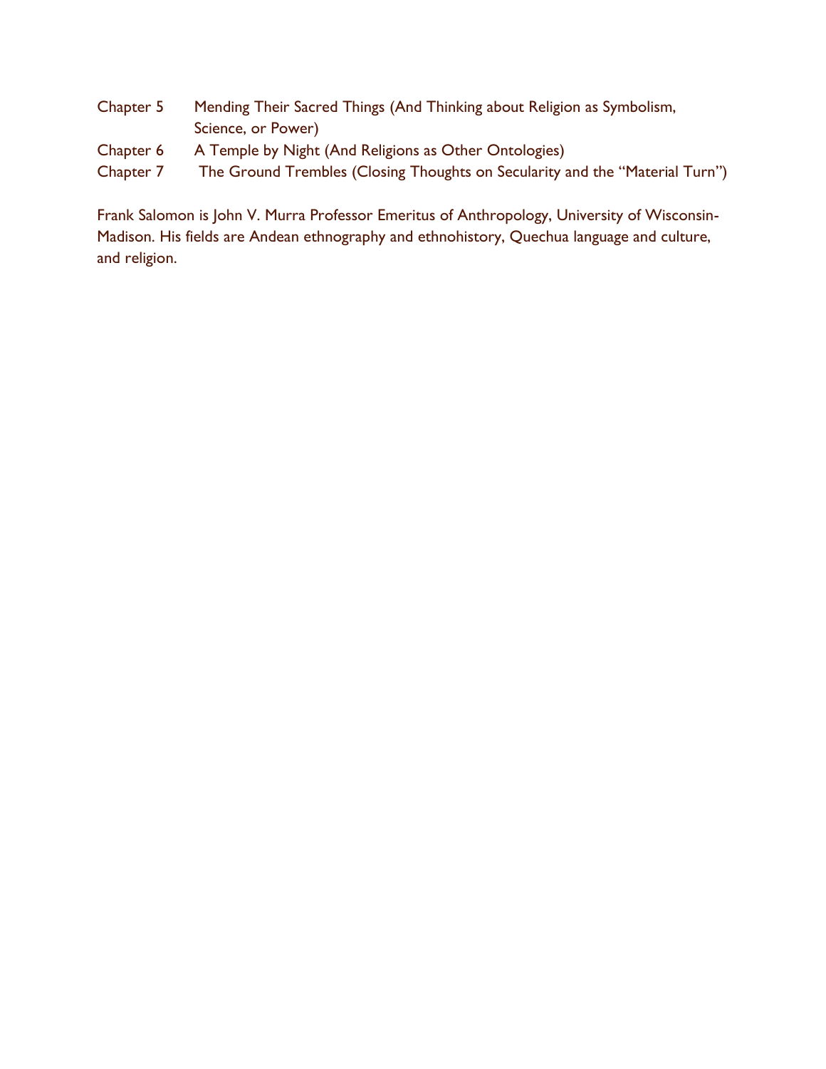Chapter 5 Mending Their Sacred Things (And Thinking about Religion as Symbolism, Science, or Power)

Chapter 6 A Temple by Night (And Religions as Other Ontologies)

Chapter 7 The Ground Trembles (Closing Thoughts on Secularity and the "Material Turn")

Frank Salomon is John V. Murra Professor Emeritus of Anthropology, University of Wisconsin-Madison. His fields are Andean ethnography and ethnohistory, Quechua language and culture, and religion.